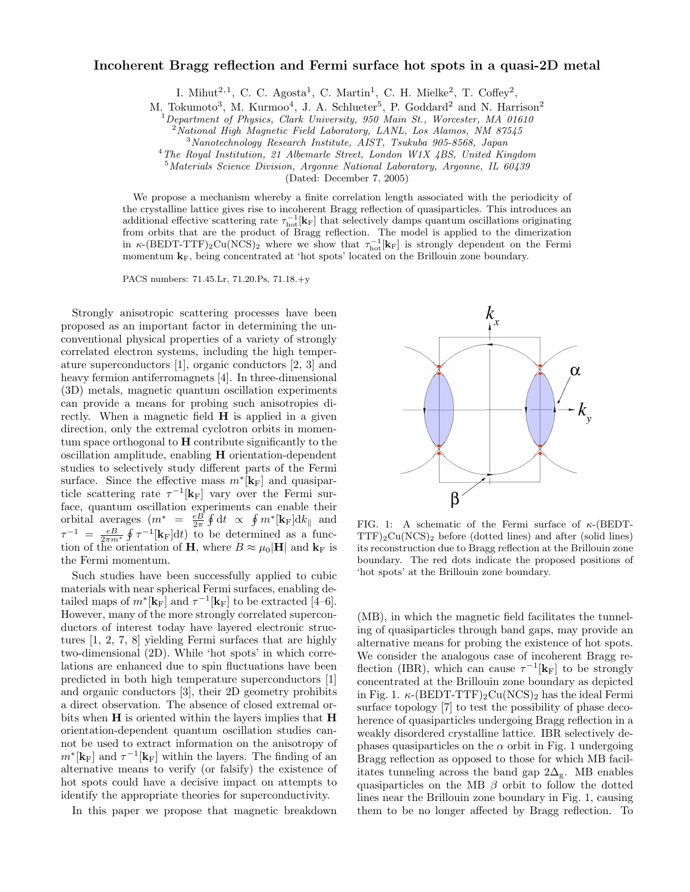# Incoherent Bragg reflection and Fermi surface hot spots in a quasi-2D metal

I. Mihut[2,1], C. C. Agosta[1], C. Martin[1], C. H. Mielke[2], T. Coffey[2], M. Tokumoto[3], M. Kurmoo[4], J. A. Schlueter[5], P. Goddard[2] and N. Harrison[2]

[1] *Department of Physics, Clark University, 950 Main St., Worcester, MA 01610*
[2] *National High Magnetic Field Laboratory, LANL, Los Alamos, NM 87545*
[3] *Nanotechnology Research Institute, AIST, Tsukuba 905-8568, Japan*
[4] *The Royal Institution, 21 Albemarle Street, London W1X 4BS, United Kingdom*
[5] *Materials Science Division, Argonne National Laboratory, Argonne, IL 60439*

(Dated: December 7, 2005)

We propose a mechanism whereby a finite correlation length associated with the periodicity of the crystalline lattice gives rise to incoherent Bragg reflection of quasiparticles. This introduces an additional effective scattering rate $\tau_{\rm hot}^{-1}[\mathbf{k}_{\rm F}]$ that selectively damps quantum oscillations originating from orbits that are the product of Bragg reflection. The model is applied to the dimerization in $\kappa$-(BEDT-TTF)$_2$Cu(NCS)$_2$ where we show that $\tau_{\rm hot}^{-1}[\mathbf{k}_{\rm F}]$ is strongly dependent on the Fermi momentum $\mathbf{k}_{\rm F}$, being concentrated at 'hot spots' located on the Brillouin zone boundary.

PACS numbers: 71.45.Lr, 71.20.Ps, 71.18.+y

Strongly anisotropic scattering processes have been proposed as an important factor in determining the unconventional physical properties of a variety of strongly correlated electron systems, including the high temperature superconductors [1], organic conductors [2, 3] and heavy fermion antiferromagnets [4]. In three-dimensional (3D) metals, magnetic quantum oscillation experiments can provide a means for probing such anisotropies directly. When a magnetic field $\mathbf{H}$ is applied in a given direction, only the extremal cyclotron orbits in momentum space orthogonal to $\mathbf{H}$ contribute significantly to the oscillation amplitude, enabling $\mathbf{H}$ orientation-dependent studies to selectively study different parts of the Fermi surface. Since the effective mass $m^*[\mathbf{k}_{\rm F}]$ and quasiparticle scattering rate $\tau^{-1}[\mathbf{k}_{\rm F}]$ vary over the Fermi surface, quantum oscillation experiments can enable their orbital averages ($m^* = \frac{eB}{2\pi}\oint {\rm d}t \propto \oint m^*[\mathbf{k}_{\rm F}]{\rm d}k_\parallel$ and $\tau^{-1} = \frac{eB}{2\pi m^*}\oint \tau^{-1}[\mathbf{k}_{\rm F}]{\rm d}t$) to be determined as a function of the orientation of $\mathbf{H}$, where $B \approx \mu_0|\mathbf{H}|$ and $\mathbf{k}_{\rm F}$ is the Fermi momentum.

Such studies have been successfully applied to cubic materials with near spherical Fermi surfaces, enabling detailed maps of $m^*[\mathbf{k}_{\rm F}]$ and $\tau^{-1}[\mathbf{k}_{\rm F}]$ to be extracted [4–6]. However, many of the more strongly correlated superconductors of interest today have layered electronic structures [1, 2, 7, 8] yielding Fermi surfaces that are highly two-dimensional (2D). While 'hot spots' in which correlations are enhanced due to spin fluctuations have been predicted in both high temperature superconductors [1] and organic conductors [3], their 2D geometry prohibits a direct observation. The absence of closed extremal orbits when $\mathbf{H}$ is oriented within the layers implies that $\mathbf{H}$ orientation-dependent quantum oscillation studies cannot be used to extract information on the anisotropy of $m^*[\mathbf{k}_{\rm F}]$ and $\tau^{-1}[\mathbf{k}_{\rm F}]$ within the layers. The finding of an alternative means to verify (or falsify) the existence of hot spots could have a decisive impact on attempts to identify the appropriate theories for superconductivity.

In this paper we propose that magnetic breakdown (MB), in which the magnetic field facilitates the tunneling of quasiparticles through band gaps, may provide an alternative means for probing the existence of hot spots. We consider the analogous case of incoherent Bragg reflection (IBR), which can cause $\tau^{-1}[\mathbf{k}_{\rm F}]$ to be strongly concentrated at the Brillouin zone boundary as depicted in Fig. 1. $\kappa$-(BEDT-TTF)$_2$Cu(NCS)$_2$ has the ideal Fermi surface topology [7] to test the possibility of phase decoherence of quasiparticles undergoing Bragg reflection in a weakly disordered crystalline lattice. IBR selectively dephases quasiparticles on the $\alpha$ orbit in Fig. 1 undergoing Bragg reflection as opposed to those for which MB facilitates tunneling across the band gap $2\Delta_{\rm g}$. MB enables quasiparticles on the MB $\beta$ orbit to follow the dotted lines near the Brillouin zone boundary in Fig. 1, causing them to be no longer affected by Bragg reflection. To

FIG. 1: A schematic of the Fermi surface of $\kappa$-(BEDT-TTF)$_2$Cu(NCS)$_2$ before (dotted lines) and after (solid lines) its reconstruction due to Bragg reflection at the Brillouin zone boundary. The red dots indicate the proposed positions of 'hot spots' at the Brillouin zone boundary.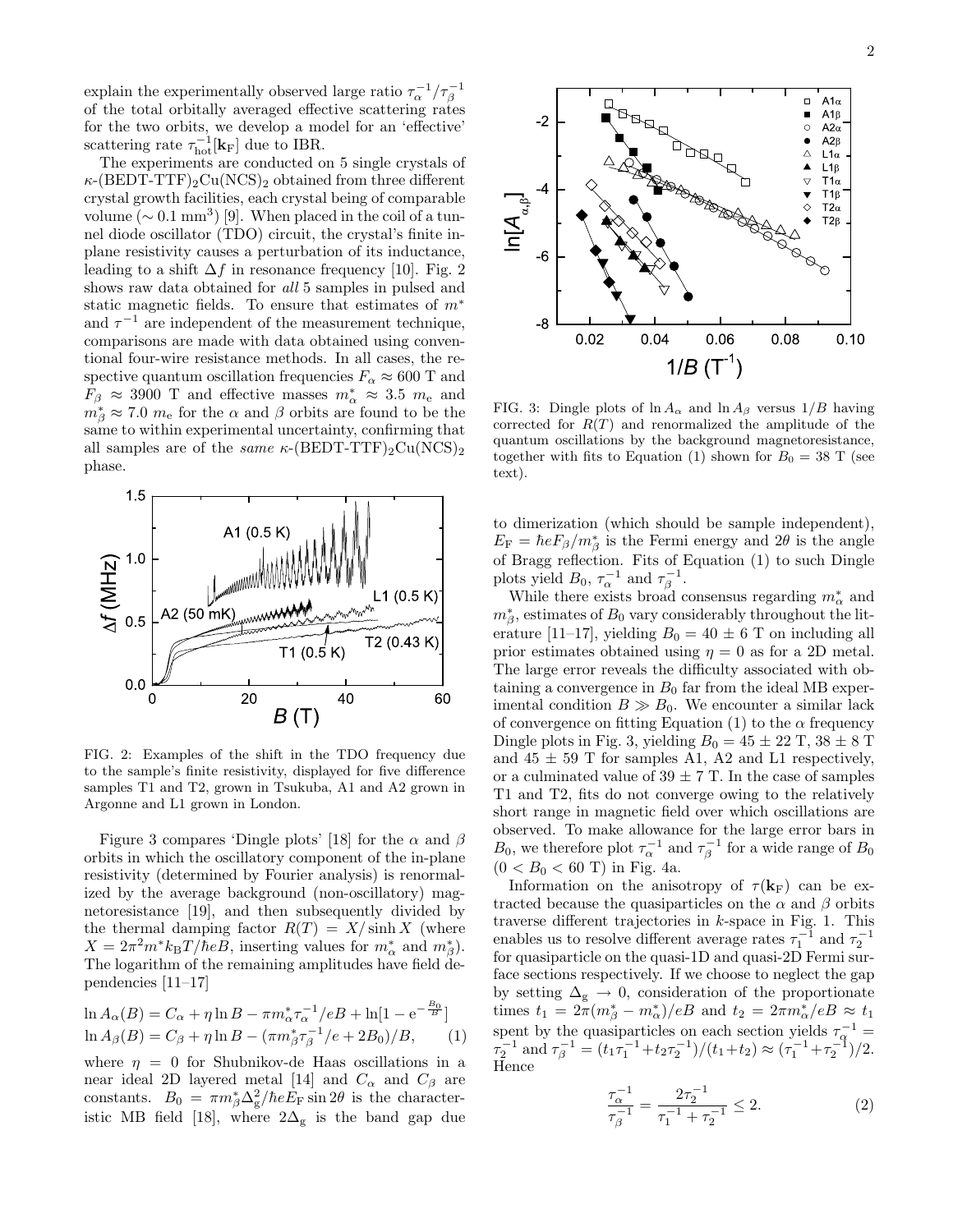explain the experimentally observed large ratio $\tau_\alpha^{-1}/\tau_\beta^{-1}$ of the total orbitally averaged effective scattering rates for the two orbits, we develop a model for an 'effective' scattering rate $\tau_{\rm hot}^{-1}[\mathbf{k}_{\rm F}]$ due to IBR.

The experiments are conducted on 5 single crystals of $\kappa$-(BEDT-TTF)$_2$Cu(NCS)$_2$ obtained from three different crystal growth facilities, each crystal being of comparable volume ($\sim 0.1$ mm$^3$) [9]. When placed in the coil of a tunnel diode oscillator (TDO) circuit, the crystal's finite in-plane resistivity causes a perturbation of its inductance, leading to a shift $\Delta f$ in resonance frequency [10]. Fig. 2 shows raw data obtained for *all* 5 samples in pulsed and static magnetic fields. To ensure that estimates of $m^*$ and $\tau^{-1}$ are independent of the measurement technique, comparisons are made with data obtained using conventional four-wire resistance methods. In all cases, the respective quantum oscillation frequencies $F_\alpha \approx 600$ T and $F_\beta \approx 3900$ T and effective masses $m_\alpha^* \approx 3.5\ m_{\rm e}$ and $m_\beta^* \approx 7.0\ m_{\rm e}$ for the $\alpha$ and $\beta$ orbits are found to be the same to within experimental uncertainty, confirming that all samples are of the *same* $\kappa$-(BEDT-TTF)$_2$Cu(NCS)$_2$ phase.

FIG. 2: Examples of the shift in the TDO frequency due to the sample's finite resistivity, displayed for five difference samples T1 and T2, grown in Tsukuba, A1 and A2 grown in Argonne and L1 grown in London.

Figure 3 compares 'Dingle plots' [18] for the $\alpha$ and $\beta$ orbits in which the oscillatory component of the in-plane resistivity (determined by Fourier analysis) is renormalized by the average background (non-oscillatory) magnetoresistance [19], and then subsequently divided by the thermal damping factor $R(T) = X/\sinh X$ (where $X = 2\pi^2 m^* k_{\rm B}T/\hbar eB$, inserting values for $m_\alpha^*$ and $m_\beta^*$). The logarithm of the remaining amplitudes have field dependencies [11–17]

$$\ln A_\alpha(B) = C_\alpha + \eta \ln B - \pi m_\alpha^* \tau_\alpha^{-1}/eB + \ln[1 - {\rm e}^{-\frac{B_0}{B}}]$$
$$\ln A_\beta(B) = C_\beta + \eta \ln B - (\pi m_\beta^* \tau_\beta^{-1}/e + 2B_0)/B, \qquad (1)$$

where $\eta = 0$ for Shubnikov-de Haas oscillations in a near ideal 2D layered metal [14] and $C_\alpha$ and $C_\beta$ are constants. $B_0 = \pi m_\beta^* \Delta_{\rm g}^2/\hbar e E_{\rm F} \sin 2\theta$ is the characteristic MB field [18], where $2\Delta_{\rm g}$ is the band gap due to dimerization (which should be sample independent), $E_{\rm F} = \hbar e F_\beta / m_\beta^*$ is the Fermi energy and $2\theta$ is the angle of Bragg reflection. Fits of Equation (1) to such Dingle plots yield $B_0$, $\tau_\alpha^{-1}$ and $\tau_\beta^{-1}$.

FIG. 3: Dingle plots of $\ln A_\alpha$ and $\ln A_\beta$ versus $1/B$ having corrected for $R(T)$ and renormalized the amplitude of the quantum oscillations by the background magnetoresistance, together with fits to Equation (1) shown for $B_0 = 38$ T (see text).

While there exists broad consensus regarding $m_\alpha^*$ and $m_\beta^*$, estimates of $B_0$ vary considerably throughout the literature [11–17], yielding $B_0 = 40 \pm 6$ T on including all prior estimates obtained using $\eta = 0$ as for a 2D metal. The large error reveals the difficulty associated with obtaining a convergence in $B_0$ far from the ideal MB experimental condition $B \gg B_0$. We encounter a similar lack of convergence on fitting Equation (1) to the $\alpha$ frequency Dingle plots in Fig. 3, yielding $B_0 = 45 \pm 22$ T, $38 \pm 8$ T and $45 \pm 59$ T for samples A1, A2 and L1 respectively, or a culminated value of $39 \pm 7$ T. In the case of samples T1 and T2, fits do not converge owing to the relatively short range in magnetic field over which oscillations are observed. To make allowance for the large error bars in $B_0$, we therefore plot $\tau_\alpha^{-1}$ and $\tau_\beta^{-1}$ for a wide range of $B_0$ ($0 < B_0 < 60$ T) in Fig. 4a.

Information on the anisotropy of $\tau(\mathbf{k}_{\rm F})$ can be extracted because the quasiparticles on the $\alpha$ and $\beta$ orbits traverse different trajectories in $k$-space in Fig. 1. This enables us to resolve different average rates $\tau_1^{-1}$ and $\tau_2^{-1}$ for quasiparticle on the quasi-1D and quasi-2D Fermi surface sections respectively. If we choose to neglect the gap by setting $\Delta_{\rm g} \rightarrow 0$, consideration of the proportionate times $t_1 = 2\pi(m_\beta^* - m_\alpha^*)/eB$ and $t_2 = 2\pi m_\alpha^*/eB \approx t_1$ spent by the quasiparticles on each section yields $\tau_\alpha^{-1} = \tau_2^{-1}$ and $\tau_\beta^{-1} = (t_1\tau_1^{-1} + t_2\tau_2^{-1})/(t_1+t_2) \approx (\tau_1^{-1} + \tau_2^{-1})/2$. Hence

$$\frac{\tau_\alpha^{-1}}{\tau_\beta^{-1}} = \frac{2\tau_2^{-1}}{\tau_1^{-1} + \tau_2^{-1}} \leq 2. \qquad (2)$$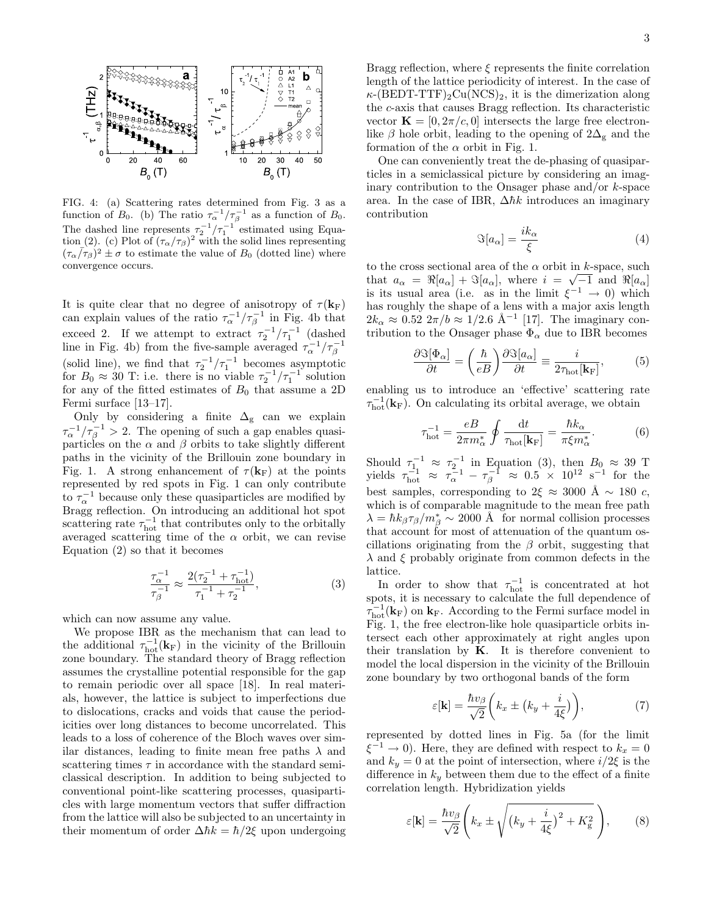FIG. 4: (a) Scattering rates determined from Fig. 3 as a function of $B_0$. (b) The ratio $\tau_\alpha^{-1}/\tau_\beta^{-1}$ as a function of $B_0$. The dashed line represents $\tau_2^{-1}/\tau_1^{-1}$ estimated using Equation (2). (c) Plot of $(\tau_\alpha/\tau_\beta)^2$ with the solid lines representing $(\tau_\alpha/\tau_\beta)^2 \pm \sigma$ to estimate the value of $B_0$ (dotted line) where convergence occurs.

It is quite clear that no degree of anisotropy of $\tau(\mathbf{k}_\mathrm{F})$ can explain values of the ratio $\tau_\alpha^{-1}/\tau_\beta^{-1}$ in Fig. 4b that exceed 2. If we attempt to extract $\tau_2^{-1}/\tau_1^{-1}$ (dashed line in Fig. 4b) from the five-sample averaged $\tau_\alpha^{-1}/\tau_\beta^{-1}$ (solid line), we find that $\tau_2^{-1}/\tau_1^{-1}$ becomes asymptotic for $B_0 \approx 30$ T: i.e. there is no viable $\tau_2^{-1}/\tau_1^{-1}$ solution for any of the fitted estimates of $B_0$ that assume a 2D Fermi surface [13–17].

Only by considering a finite $\Delta_\mathrm{g}$ can we explain $\tau_\alpha^{-1}/\tau_\beta^{-1} > 2$. The opening of such a gap enables quasiparticles on the $\alpha$ and $\beta$ orbits to take slightly different paths in the vicinity of the Brillouin zone boundary in Fig. 1. A strong enhancement of $\tau(\mathbf{k}_\mathrm{F})$ at the points represented by red spots in Fig. 1 can only contribute to $\tau_\alpha^{-1}$ because only these quasiparticles are modified by Bragg reflection. On introducing an additional hot spot scattering rate $\tau_\mathrm{hot}^{-1}$ that contributes only to the orbitally averaged scattering time of the $\alpha$ orbit, we can revise Equation (2) so that it becomes

$$\frac{\tau_\alpha^{-1}}{\tau_\beta^{-1}} \approx \frac{2(\tau_2^{-1} + \tau_\mathrm{hot}^{-1})}{\tau_1^{-1} + \tau_2^{-1}}, \tag{3}$$

which can now assume any value.

We propose IBR as the mechanism that can lead to the additional $\tau_\mathrm{hot}^{-1}(\mathbf{k}_\mathrm{F})$ in the vicinity of the Brillouin zone boundary. The standard theory of Bragg reflection assumes the crystalline potential responsible for the gap to remain periodic over all space [18]. In real materials, however, the lattice is subject to imperfections due to dislocations, cracks and voids that cause the periodicities over long distances to become uncorrelated. This leads to a loss of coherence of the Bloch waves over similar distances, leading to finite mean free paths $\lambda$ and scattering times $\tau$ in accordance with the standard semiclassical description. In addition to being subjected to conventional point-like scattering processes, quasiparticles with large momentum vectors that suffer diffraction from the lattice will also be subjected to an uncertainty in their momentum of order $\Delta\hbar k = \hbar/2\xi$ upon undergoing Bragg reflection, where $\xi$ represents the finite correlation length of the lattice periodicity of interest. In the case of $\kappa$-(BEDT-TTF)$_2$Cu(NCS)$_2$, it is the dimerization along the $c$-axis that causes Bragg reflection. Its characteristic vector $\mathbf{K} = [0, 2\pi/c, 0]$ intersects the large free electron-like $\beta$ hole orbit, leading to the opening of $2\Delta_\mathrm{g}$ and the formation of the $\alpha$ orbit in Fig. 1.

One can conveniently treat the de-phasing of quasiparticles in a semiclassical picture by considering an imaginary contribution to the Onsager phase and/or $k$-space area. In the case of IBR, $\Delta\hbar k$ introduces an imaginary contribution

$$\Im[a_\alpha] = \frac{ik_\alpha}{\xi} \tag{4}$$

to the cross sectional area of the $\alpha$ orbit in $k$-space, such that $a_\alpha = \Re[a_\alpha] + \Im[a_\alpha]$, where $i = \sqrt{-1}$ and $\Re[a_\alpha]$ is its usual area (i.e. as in the limit $\xi^{-1} \rightarrow 0$) which has roughly the shape of a lens with a major axis length $2k_\alpha \approx 0.52\ 2\pi/b \approx 1/2.6$ Å$^{-1}$ [17]. The imaginary contribution to the Onsager phase $\Phi_\alpha$ due to IBR becomes

$$\frac{\partial\Im[\Phi_\alpha]}{\partial t} = \left(\frac{\hbar}{eB}\right)\frac{\partial\Im[a_\alpha]}{\partial t} \equiv \frac{i}{2\tau_\mathrm{hot}[\mathbf{k}_\mathrm{F}]}, \tag{5}$$

enabling us to introduce an 'effective' scattering rate $\tau_\mathrm{hot}^{-1}(\mathbf{k}_\mathrm{F})$. On calculating its orbital average, we obtain

$$\tau_\mathrm{hot}^{-1} = \frac{eB}{2\pi m_\alpha^*}\oint\frac{\mathrm{d}t}{\tau_\mathrm{hot}[\mathbf{k}_\mathrm{F}]} = \frac{\hbar k_\alpha}{\pi\xi m_\alpha^*}. \tag{6}$$

Should $\tau_1^{-1} \approx \tau_2^{-1}$ in Equation (3), then $B_0 \approx 39$ T yields $\tau_\mathrm{hot}^{-1} \approx \tau_\alpha^{-1} - \tau_\beta^{-1} \approx 0.5 \times 10^{12}$ s$^{-1}$ for the best samples, corresponding to $2\xi \approx 3000$ Å $\sim 180\ c$, which is of comparable magnitude to the mean free path $\lambda = \hbar k_\beta\tau_\beta/m_\beta^* \sim 2000$ Å for normal collision processes that account for most of attenuation of the quantum oscillations originating from the $\beta$ orbit, suggesting that $\lambda$ and $\xi$ probably originate from common defects in the lattice.

In order to show that $\tau_\mathrm{hot}^{-1}$ is concentrated at hot spots, it is necessary to calculate the full dependence of $\tau_\mathrm{hot}^{-1}(\mathbf{k}_\mathrm{F})$ on $\mathbf{k}_\mathrm{F}$. According to the Fermi surface model in Fig. 1, the free electron-like hole quasiparticle orbits intersect each other approximately at right angles upon their translation by $\mathbf{K}$. It is therefore convenient to model the local dispersion in the vicinity of the Brillouin zone boundary by two orthogonal bands of the form

$$\varepsilon[\mathbf{k}] = \frac{\hbar v_\beta}{\sqrt{2}}\left(k_x \pm \left(k_y + \frac{i}{4\xi}\right)\right), \tag{7}$$

represented by dotted lines in Fig. 5a (for the limit $\xi^{-1} \rightarrow 0$). Here, they are defined with respect to $k_x = 0$ and $k_y = 0$ at the point of intersection, where $i/2\xi$ is the difference in $k_y$ between them due to the effect of a finite correlation length. Hybridization yields

$$\varepsilon[\mathbf{k}] = \frac{\hbar v_\beta}{\sqrt{2}}\left(k_x \pm \sqrt{\left(k_y + \frac{i}{4\xi}\right)^2 + K_\mathrm{g}^2}\right), \tag{8}$$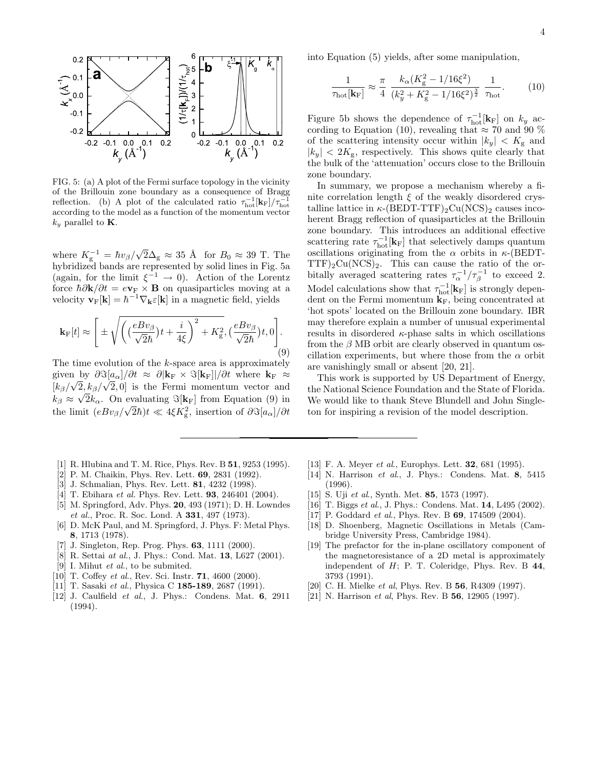0.2
0.1
0.0
-0.1
-0.2
$k_x$ (Å$^{-1}$)
a
-0.2 -0.1 0.0 0.1 0.2
$k_y$ (Å$^{-1}$)

6
5
4
3
2
1
0
$(1/\tau[k_F])/(1/\tau_{hot})$
b
$\xi^{-1}$
$K_g$
$k_\alpha$
-0.2 -0.1 0.0 0.1 0.2
$k_y$ (Å$^{-1}$)

FIG. 5: (a) A plot of the Fermi surface topology in the vicinity of the Brillouin zone boundary as a consequence of Bragg reflection. (b) A plot of the calculated ratio $\tau_{\rm hot}^{-1}[\mathbf{k}_{\rm F}]/\tau_{\rm hot}^{-1}$ according to the model as a function of the momentum vector $k_y$ parallel to $\mathbf{K}$.

where $K_{\rm g}^{-1} = \hbar v_\beta/\sqrt{2}\Delta_{\rm g} \approx 35$ Å for $B_0 \approx 39$ T. The hybridized bands are represented by solid lines in Fig. 5a (again, for the limit $\xi^{-1} \to 0$). Action of the Lorentz force $\hbar\partial\mathbf{k}/\partial t = e\mathbf{v}_{\rm F}\times\mathbf{B}$ on quasiparticles moving at a velocity $\mathbf{v}_{\rm F}[\mathbf{k}] = \hbar^{-1}\nabla_{\mathbf{k}}\varepsilon[\mathbf{k}]$ in a magnetic field, yields

$$\mathbf{k}_{\rm F}[t] \approx \left[\pm\sqrt{\left((\frac{eBv_\beta}{\sqrt{2}\hbar})t + \frac{i}{4\xi}\right)^2 + K_{\rm g}^2}, (\frac{eBv_\beta}{\sqrt{2}\hbar})t, 0\right]. \tag{9}$$

The time evolution of the $k$-space area is approximately given by $\partial\Im[a_\alpha]/\partial t \approx \partial|\mathbf{k}_{\rm F}\times\Im[\mathbf{k}_{\rm F}]|/\partial t$ where $\mathbf{k}_{\rm F} \approx [k_\beta/\sqrt{2}, k_\beta/\sqrt{2}, 0]$ is the Fermi momentum vector and $k_\beta \approx \sqrt{2}k_\alpha$. On evaluating $\Im[\mathbf{k}_{\rm F}]$ from Equation (9) in the limit $(eBv_\beta/\sqrt{2}\hbar)t \ll 4\xi K_{\rm g}^2$, insertion of $\partial\Im[a_\alpha]/\partial t$ into Equation (5) yields, after some manipulation,

$$\frac{1}{\tau_{\rm hot}[\mathbf{k}_{\rm F}]} \approx \frac{\pi}{4}\,\frac{k_\alpha(K_{\rm g}^2 - 1/16\xi^2)}{(k_y^2 + K_{\rm g}^2 - 1/16\xi^2)^{\frac{3}{2}}}\,\frac{1}{\tau_{\rm hot}}. \tag{10}$$

Figure 5b shows the dependence of $\tau_{\rm hot}^{-1}[\mathbf{k}_{\rm F}]$ on $k_y$ according to Equation (10), revealing that $\approx 70$ and 90 % of the scattering intensity occur within $|k_y| < K_{\rm g}$ and $|k_y| < 2K_{\rm g}$, respectively. This shows quite clearly that the bulk of the 'attenuation' occurs close to the Brillouin zone boundary.

In summary, we propose a mechanism whereby a finite correlation length $\xi$ of the weakly disordered crystalline lattice in $\kappa$-(BEDT-TTF)$_2$Cu(NCS)$_2$ causes incoherent Bragg reflection of quasiparticles at the Brillouin zone boundary. This introduces an additional effective scattering rate $\tau_{\rm hot}^{-1}[\mathbf{k}_{\rm F}]$ that selectively damps quantum oscillations originating from the $\alpha$ orbits in $\kappa$-(BEDT-TTF)$_2$Cu(NCS)$_2$. This can cause the ratio of the orbitally averaged scattering rates $\tau_\alpha^{-1}/\tau_\beta^{-1}$ to exceed 2. Model calculations show that $\tau_{\rm hot}^{-1}[\mathbf{k}_{\rm F}]$ is strongly dependent on the Fermi momentum $\mathbf{k}_{\rm F}$, being concentrated at 'hot spots' located on the Brillouin zone boundary. IBR may therefore explain a number of unusual experimental results in disordered $\kappa$-phase salts in which oscillations from the $\beta$ MB orbit are clearly observed in quantum oscillation experiments, but where those from the $\alpha$ orbit are vanishingly small or absent [20, 21].

This work is supported by US Department of Energy, the National Science Foundation and the State of Florida. We would like to thank Steve Blundell and John Singleton for inspiring a revision of the model description.

---

[1] R. Hlubina and T. M. Rice, Phys. Rev. B **51**, 9253 (1995).
[2] P. M. Chaikin, Phys. Rev. Lett. **69**, 2831 (1992).
[3] J. Schmalian, Phys. Rev. Lett. **81**, 4232 (1998).
[4] T. Ebihara *et al.* Phys. Rev. Lett. **93**, 246401 (2004).
[5] M. Springford, Adv. Phys. **20**, 493 (1971); D. H. Lowndes *et al.*, Proc. R. Soc. Lond. A **331**, 497 (1973).
[6] D. McK Paul, and M. Springford, J. Phys. F: Metal Phys. **8**, 1713 (1978).
[7] J. Singleton, Rep. Prog. Phys. **63**, 1111 (2000).
[8] R. Settai *at al.*, J. Phys.: Cond. Mat. **13**, L627 (2001).
[9] I. Mihut *et al.*, to be submited.
[10] T. Coffey *et al.*, Rev. Sci. Instr. **71**, 4600 (2000).
[11] T. Sasaki *et al.*, Physica C **185-189**, 2687 (1991).
[12] J. Caulfield *et al.*, J. Phys.: Condens. Mat. **6**, 2911 (1994).
[13] F. A. Meyer *et al.*, Europhys. Lett. **32**, 681 (1995).
[14] N. Harrison *et al.*, J. Phys.: Condens. Mat. **8**, 5415 (1996).
[15] S. Uji *et al.*, Synth. Met. **85**, 1573 (1997).
[16] T. Biggs *et al.*, J. Phys.: Condens. Mat. **14**, L495 (2002).
[17] P. Goddard *et al.*, Phys. Rev. B **69**, 174509 (2004).
[18] D. Shoenberg, Magnetic Oscillations in Metals (Cambridge University Press, Cambridge 1984).
[19] The prefactor for the in-plane oscillatory component of the magnetoresistance of a 2D metal is approximately independent of $H$; P. T. Coleridge, Phys. Rev. B **44**, 3793 (1991).
[20] C. H. Mielke *et al*, Phys. Rev. B **56**, R4309 (1997).
[21] N. Harrison *et al*, Phys. Rev. B **56**, 12905 (1997).